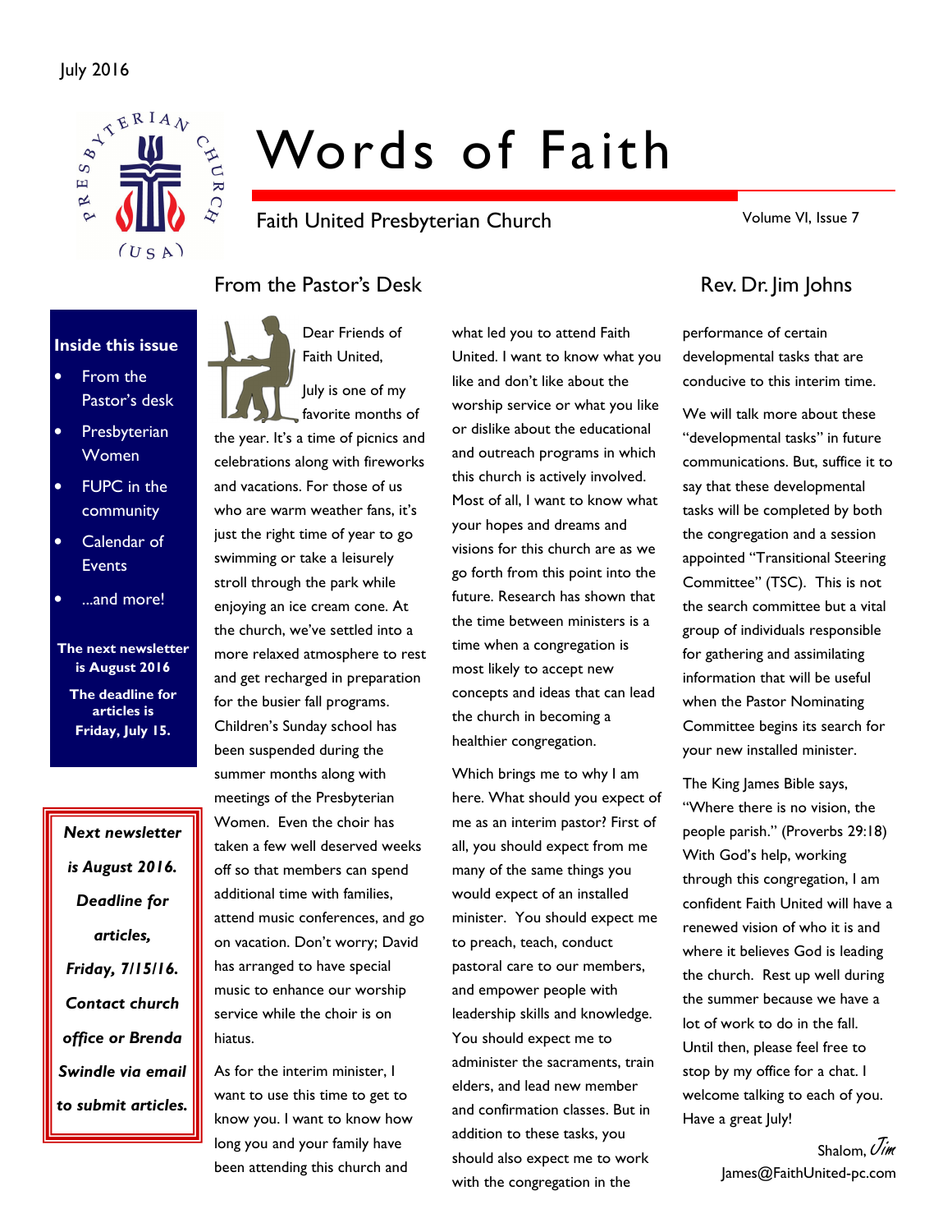July 2016

# Words of Faith

Faith United Presbyterian Church

Volume VI, Issue 7

**Inside this issue**

- From the Pastor's desk
- Presbyterian Women
- FUPC in the community
- Calendar of Events
- ...and more!

**The next newsletter is August 2016**

**The deadline for articles is Friday, July 15.**

***Next newsletter is August 2016. Deadline for articles, Friday, 7/15/16. Contact church office or Brenda Swindle via email to submit articles.***

## From the Pastor's Desk — Rev. Dr. Jim Johns

Dear Friends of Faith United,

July is one of my favorite months of the year. It's a time of picnics and celebrations along with fireworks and vacations. For those of us who are warm weather fans, it's just the right time of year to go swimming or take a leisurely stroll through the park while enjoying an ice cream cone. At the church, we've settled into a more relaxed atmosphere to rest and get recharged in preparation for the busier fall programs. Children's Sunday school has been suspended during the summer months along with meetings of the Presbyterian Women. Even the choir has taken a few well deserved weeks off so that members can spend additional time with families, attend music conferences, and go on vacation. Don't worry; David has arranged to have special music to enhance our worship service while the choir is on hiatus.

As for the interim minister, I want to use this time to get to know you. I want to know how long you and your family have been attending this church and what led you to attend Faith United. I want to know what you like and don't like about the worship service or what you like or dislike about the educational and outreach programs in which this church is actively involved. Most of all, I want to know what your hopes and dreams and visions for this church are as we go forth from this point into the future. Research has shown that the time between ministers is a time when a congregation is most likely to accept new concepts and ideas that can lead the church in becoming a healthier congregation.

Which brings me to why I am here. What should you expect of me as an interim pastor? First of all, you should expect from me many of the same things you would expect of an installed minister. You should expect me to preach, teach, conduct pastoral care to our members, and empower people with leadership skills and knowledge. You should expect me to administer the sacraments, train elders, and lead new member and confirmation classes. But in addition to these tasks, you should also expect me to work with the congregation in the performance of certain developmental tasks that are conducive to this interim time.

We will talk more about these "developmental tasks" in future communications. But, suffice it to say that these developmental tasks will be completed by both the congregation and a session appointed "Transitional Steering Committee" (TSC). This is not the search committee but a vital group of individuals responsible for gathering and assimilating information that will be useful when the Pastor Nominating Committee begins its search for your new installed minister.

The King James Bible says, "Where there is no vision, the people parish." (Proverbs 29:18) With God's help, working through this congregation, I am confident Faith United will have a renewed vision of who it is and where it believes God is leading the church. Rest up well during the summer because we have a lot of work to do in the fall. Until then, please feel free to stop by my office for a chat. I welcome talking to each of you. Have a great July!

Shalom, *Jim*

James@FaithUnited-pc.com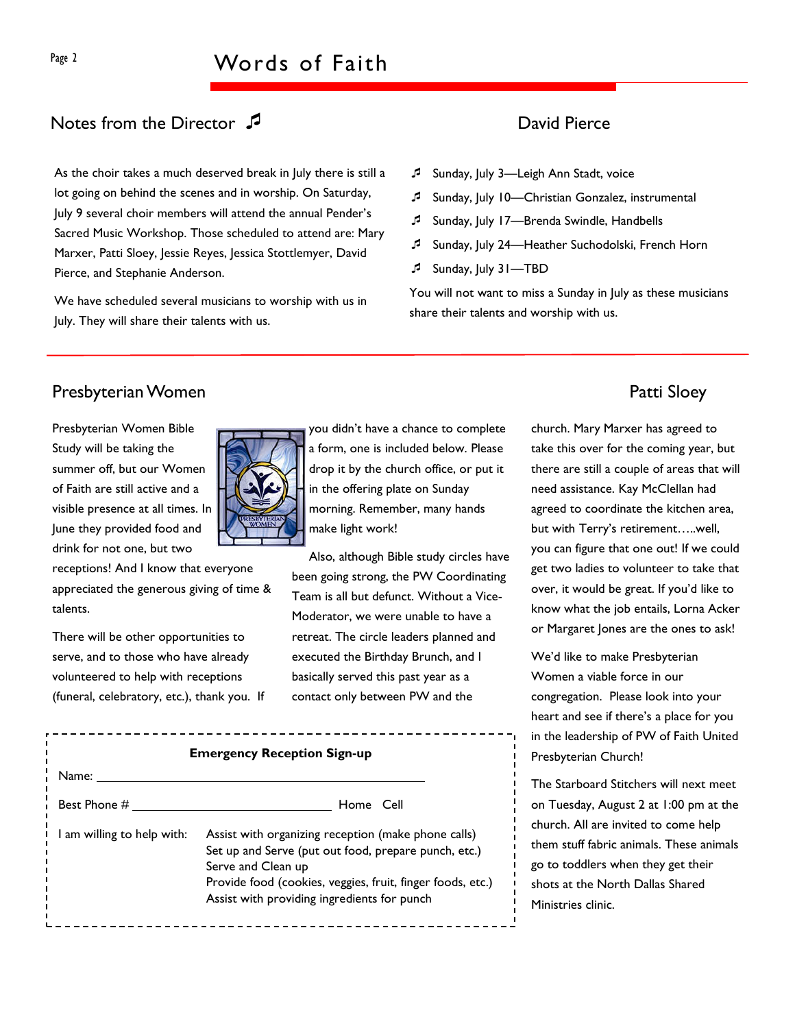## Notes from the Director ♬ — David Pierce

As the choir takes a much deserved break in July there is still a lot going on behind the scenes and in worship. On Saturday, July 9 several choir members will attend the annual Pender's Sacred Music Workshop. Those scheduled to attend are: Mary Marxer, Patti Sloey, Jessie Reyes, Jessica Stottlemyer, David Pierce, and Stephanie Anderson.

We have scheduled several musicians to worship with us in July. They will share their talents with us.

- Sunday, July 3—Leigh Ann Stadt, voice
- Sunday, July 10—Christian Gonzalez, instrumental
- Sunday, July 17—Brenda Swindle, Handbells
- Sunday, July 24—Heather Suchodolski, French Horn
- Sunday, July 31—TBD

You will not want to miss a Sunday in July as these musicians share their talents and worship with us.

## Presbyterian Women — Patti Sloey

Presbyterian Women Bible Study will be taking the summer off, but our Women of Faith are still active and a visible presence at all times. In June they provided food and drink for not one, but two receptions! And I know that everyone appreciated the generous giving of time & talents.

There will be other opportunities to serve, and to those who have already volunteered to help with receptions (funeral, celebratory, etc.), thank you. If you didn't have a chance to complete a form, one is included below. Please drop it by the church office, or put it in the offering plate on Sunday morning. Remember, many hands make light work!

Also, although Bible study circles have been going strong, the PW Coordinating Team is all but defunct. Without a Vice-Moderator, we were unable to have a retreat. The circle leaders planned and executed the Birthday Brunch, and I basically served this past year as a contact only between PW and the church. Mary Marxer has agreed to take this over for the coming year, but there are still a couple of areas that will need assistance. Kay McClellan had agreed to coordinate the kitchen area, but with Terry's retirement…..well, you can figure that one out! If we could get two ladies to volunteer to take that over, it would be great. If you'd like to know what the job entails, Lorna Acker or Margaret Jones are the ones to ask!

We'd like to make Presbyterian Women a viable force in our congregation. Please look into your heart and see if there's a place for you in the leadership of PW of Faith United Presbyterian Church!

The Starboard Stitchers will next meet on Tuesday, August 2 at 1:00 pm at the church. All are invited to come help them stuff fabric animals. These animals go to toddlers when they get their shots at the North Dallas Shared Ministries clinic.

---

**Emergency Reception Sign-up**

Name: ______________________________

Best Phone # ____________________ Home Cell

I am willing to help with:
- Assist with organizing reception (make phone calls)
- Set up and Serve (put out food, prepare punch, etc.)
- Serve and Clean up
- Provide food (cookies, veggies, fruit, finger foods, etc.)
- Assist with providing ingredients for punch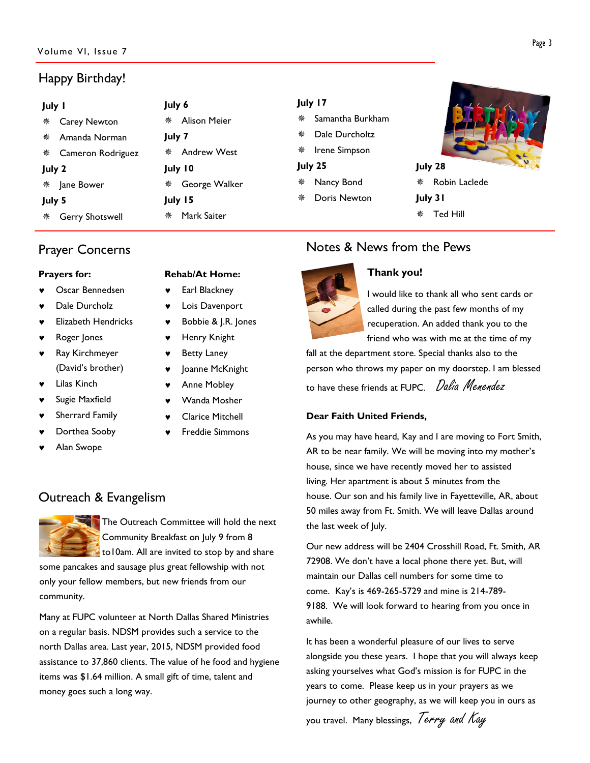## Happy Birthday!

**July 1**

- Carey Newton
- Amanda Norman
- Cameron Rodriguez

**July 2**

- Jane Bower

**July 5**

- Gerry Shotswell

**July 6**

- Alison Meier

**July 7**

- Andrew West

**July 10**

- George Walker

**July 15**

- Mark Saiter

**July 17**

- Samantha Burkham
- Dale Durcholtz
- Irene Simpson

**July 25**

- Nancy Bond
- Doris Newton

**July 28**

- Robin Laclede

**July 31**

- Ted Hill

## Prayer Concerns

**Prayers for:**

- Oscar Bennedsen
- Dale Durcholz
- Elizabeth Hendricks
- Roger Jones
- Ray Kirchmeyer (David's brother)
- Lilas Kinch
- Sugie Maxfield
- Sherrard Family
- Dorthea Sooby
- Alan Swope

**Rehab/At Home:**

- Earl Blackney
- Lois Davenport
- Bobbie & J.R. Jones
- Henry Knight
- Betty Laney
- Joanne McKnight
- Anne Mobley
- Wanda Mosher
- Clarice Mitchell
- Freddie Simmons

## Outreach & Evangelism

The Outreach Committee will hold the next Community Breakfast on July 9 from 8 to10am. All are invited to stop by and share some pancakes and sausage plus great fellowship with not only your fellow members, but new friends from our community.

Many at FUPC volunteer at North Dallas Shared Ministries on a regular basis. NDSM provides such a service to the north Dallas area. Last year, 2015, NDSM provided food assistance to 37,860 clients. The value of he food and hygiene items was $1.64 million. A small gift of time, talent and money goes such a long way.

## Notes & News from the Pews

**Thank you!**

I would like to thank all who sent cards or called during the past few months of my recuperation. An added thank you to the friend who was with me at the time of my fall at the department store. Special thanks also to the person who throws my paper on my doorstep. I am blessed to have these friends at FUPC. *Dalia Menendez*

**Dear Faith United Friends,**

As you may have heard, Kay and I are moving to Fort Smith, AR to be near family. We will be moving into my mother's house, since we have recently moved her to assisted living. Her apartment is about 5 minutes from the house. Our son and his family live in Fayetteville, AR, about 50 miles away from Ft. Smith. We will leave Dallas around the last week of July.

Our new address will be 2404 Crosshill Road, Ft. Smith, AR 72908. We don't have a local phone there yet. But, will maintain our Dallas cell numbers for some time to come. Kay's is 469-265-5729 and mine is 214-789-9188. We will look forward to hearing from you once in awhile.

It has been a wonderful pleasure of our lives to serve alongside you these years. I hope that you will always keep asking yourselves what God's mission is for FUPC in the years to come. Please keep us in your prayers as we journey to other geography, as we will keep you in ours as you travel. Many blessings, *Terry and Kay*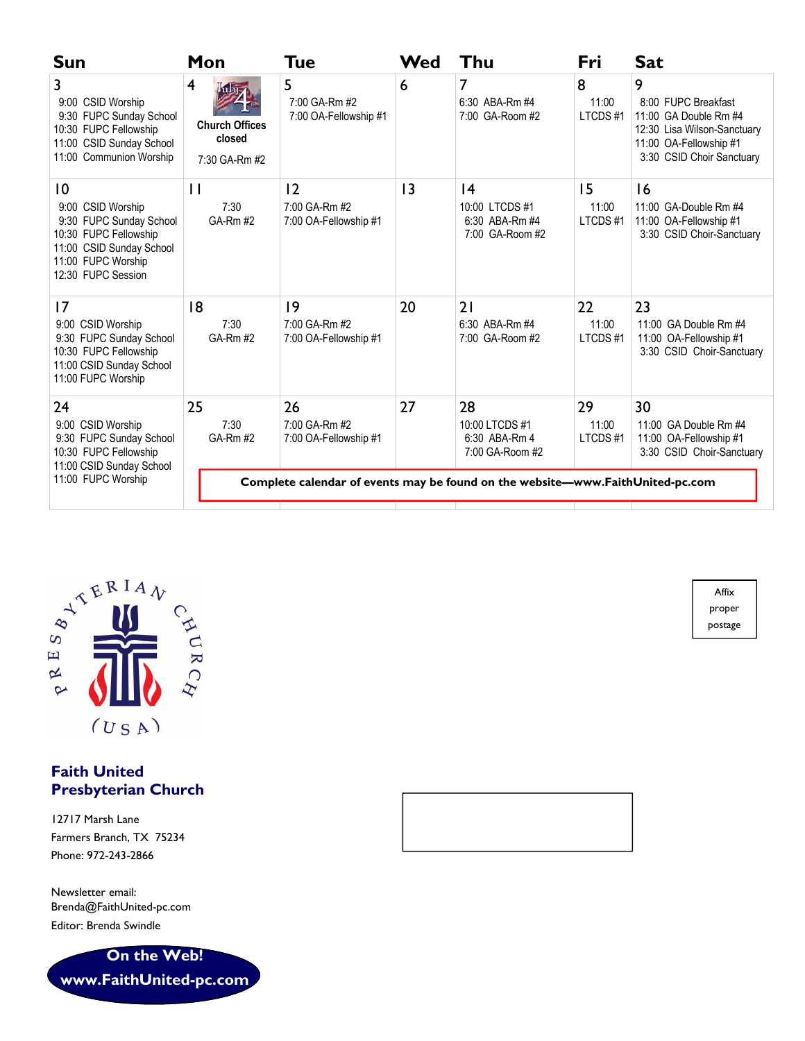| Sun | Mon | Tue | Wed | Thu | Fri | Sat |
|---|---|---|---|---|---|---|
| 3<br>9:00 CSID Worship<br>9:30 FUPC Sunday School<br>10:30 FUPC Fellowship<br>11:00 CSID Sunday School<br>11:00 Communion Worship | 4<br>Church Offices closed<br>7:30 GA-Rm #2 | 5<br>7:00 GA-Rm #2<br>7:00 OA-Fellowship #1 | 6 | 7<br>6:30 ABA-Rm #4<br>7:00 GA-Room #2 | 8<br>11:00 LTCDS #1 | 9<br>8:00 FUPC Breakfast<br>11:00 GA Double Rm #4<br>12:30 Lisa Wilson-Sanctuary<br>11:00 OA-Fellowship #1<br>3:30 CSID Choir Sanctuary |
| 10<br>9:00 CSID Worship<br>9:30 FUPC Sunday School<br>10:30 FUPC Fellowship<br>11:00 CSID Sunday School<br>11:00 FUPC Worship<br>12:30 FUPC Session | 11<br>7:30 GA-Rm #2 | 12<br>7:00 GA-Rm #2<br>7:00 OA-Fellowship #1 | 13 | 14<br>10:00 LTCDS #1<br>6:30 ABA-Rm #4<br>7:00 GA-Room #2 | 15<br>11:00 LTCDS #1 | 16<br>11:00 GA-Double Rm #4<br>11:00 OA-Fellowship #1<br>3:30 CSID Choir-Sanctuary |
| 17<br>9:00 CSID Worship<br>9:30 FUPC Sunday School<br>10:30 FUPC Fellowship<br>11:00 CSID Sunday School<br>11:00 FUPC Worship | 18<br>7:30 GA-Rm #2 | 19<br>7:00 GA-Rm #2<br>7:00 OA-Fellowship #1 | 20 | 21<br>6:30 ABA-Rm #4<br>7:00 GA-Room #2 | 22<br>11:00 LTCDS #1 | 23<br>11:00 GA Double Rm #4<br>11:00 OA-Fellowship #1<br>3:30 CSID Choir-Sanctuary |
| 24<br>9:00 CSID Worship<br>9:30 FUPC Sunday School<br>10:30 FUPC Fellowship<br>11:00 CSID Sunday School<br>11:00 FUPC Worship | 25<br>7:30 GA-Rm #2 | 26<br>7:00 GA-Rm #2<br>7:00 OA-Fellowship #1 | 27 | 28<br>10:00 LTCDS #1<br>6:30 ABA-Rm 4<br>7:00 GA-Room #2 | 29<br>11:00 LTCDS #1 | 30<br>11:00 GA Double Rm #4<br>11:00 OA-Fellowship #1<br>3:30 CSID Choir-Sanctuary |

**Complete calendar of events may be found on the website—www.FaithUnited-pc.com**

PRESBYTERIAN CHURCH (USA)

## Faith United Presbyterian Church

12717 Marsh Lane
Farmers Branch, TX 75234
Phone: 972-243-2866

Newsletter email:
Brenda@FaithUnited-pc.com
Editor: Brenda Swindle

**On the Web!**
**www.FaithUnited-pc.com**

Affix proper postage